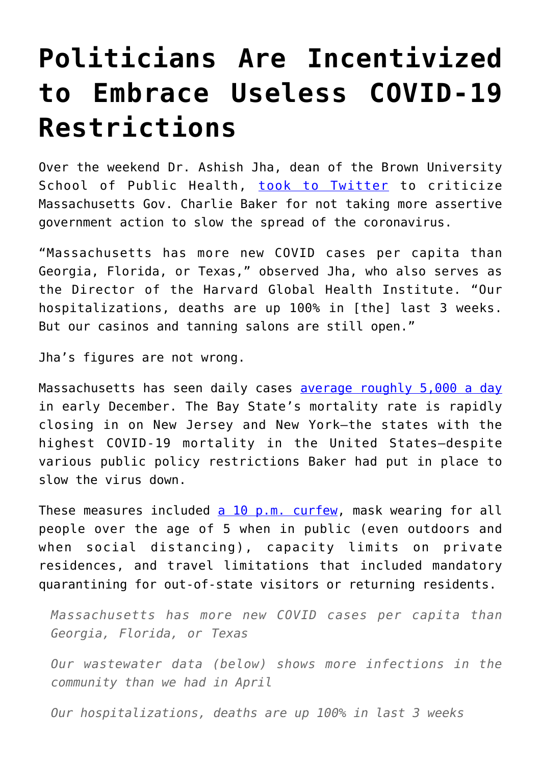# Politicians Are Incentivized to Embrace Useless COVID-19 Restrictions

Over the weekend Dr. Ashish Jha, dean of the Brown University School of Public Health, took to Twitter to criticize Massachusetts Gov. Charlie Baker for not taking more assertive government action to slow the spread of the coronavirus.

"Massachusetts has more new COVID cases per capita than Georgia, Florida, or Texas," observed Jha, who also serves as the Director of the Harvard Global Health Institute. "Our hospitalizations, deaths are up 100% in [the] last 3 weeks. But our casinos and tanning salons are still open."

Jha's figures are not wrong.

Massachusetts has seen daily cases average roughly 5,000 a day in early December. The Bay State's mortality rate is rapidly closing in on New Jersey and New York—the states with the highest COVID-19 mortality in the United States—despite various public policy restrictions Baker had put in place to slow the virus down.

These measures included a 10 p.m. curfew, mask wearing for all people over the age of 5 when in public (even outdoors and when social distancing), capacity limits on private residences, and travel limitations that included mandatory quarantining for out-of-state visitors or returning residents.

> *Massachusetts has more new COVID cases per capita than Georgia, Florida, or Texas*
>
> *Our wastewater data (below) shows more infections in the community than we had in April*
>
> *Our hospitalizations, deaths are up 100% in last 3 weeks*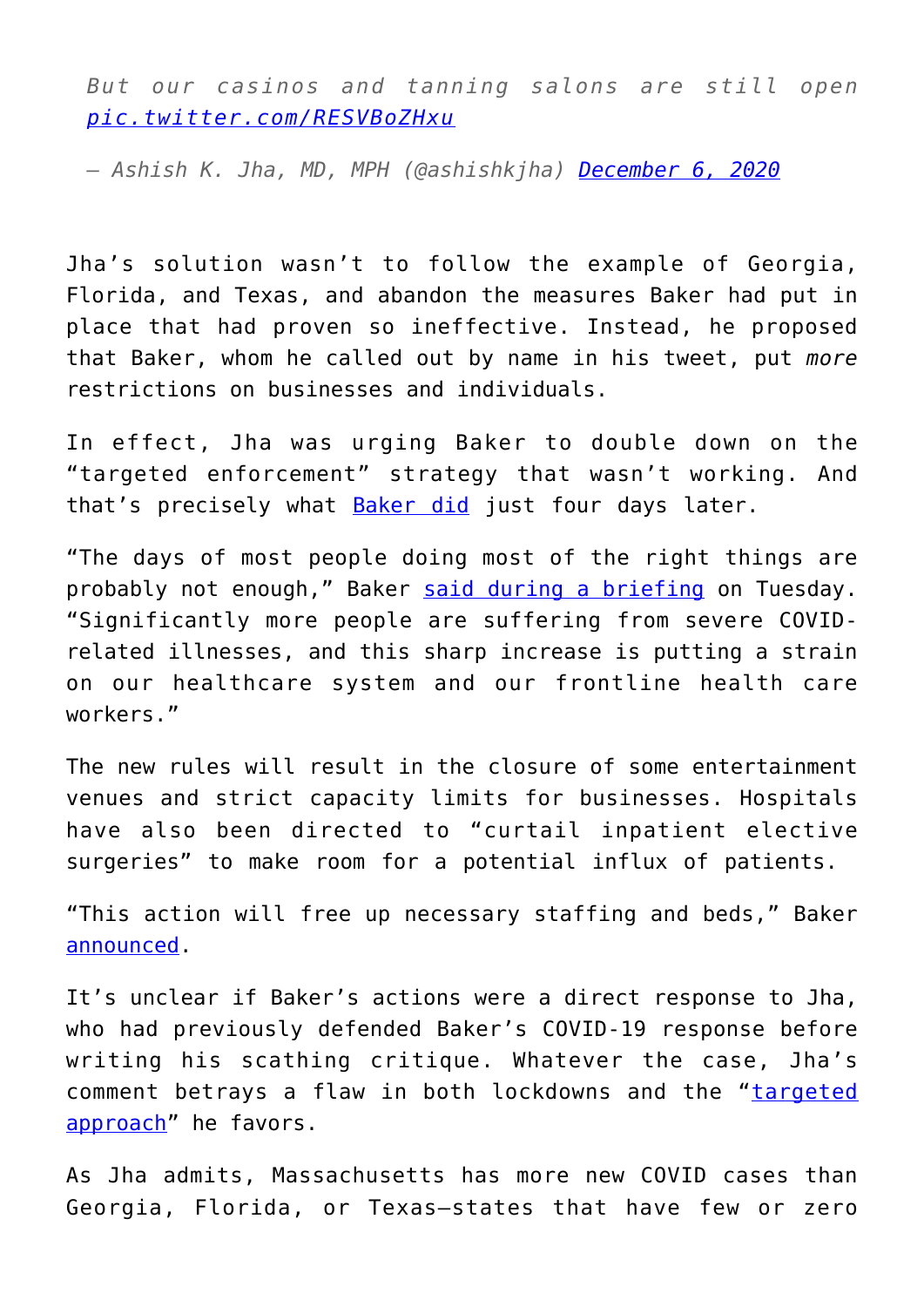> *But our casinos and tanning salons are still open [pic.twitter.com/RESVBoZHxu](pic.twitter.com/RESVBoZHxu)*
>
> *— Ashish K. Jha, MD, MPH (@ashishkjha) [December 6, 2020](#)*

Jha's solution wasn't to follow the example of Georgia, Florida, and Texas, and abandon the measures Baker had put in place that had proven so ineffective. Instead, he proposed that Baker, whom he called out by name in his tweet, put *more* restrictions on businesses and individuals.

In effect, Jha was urging Baker to double down on the "targeted enforcement" strategy that wasn't working. And that's precisely what [Baker did](#) just four days later.

"The days of most people doing most of the right things are probably not enough," Baker [said during a briefing](#) on Tuesday. "Significantly more people are suffering from severe COVID-related illnesses, and this sharp increase is putting a strain on our healthcare system and our frontline health care workers."

The new rules will result in the closure of some entertainment venues and strict capacity limits for businesses. Hospitals have also been directed to "curtail inpatient elective surgeries" to make room for a potential influx of patients.

"This action will free up necessary staffing and beds," Baker [announced](#).

It's unclear if Baker's actions were a direct response to Jha, who had previously defended Baker's COVID-19 response before writing his scathing critique. Whatever the case, Jha's comment betrays a flaw in both lockdowns and the "[targeted approach](#)" he favors.

As Jha admits, Massachusetts has more new COVID cases than Georgia, Florida, or Texas—states that have few or zero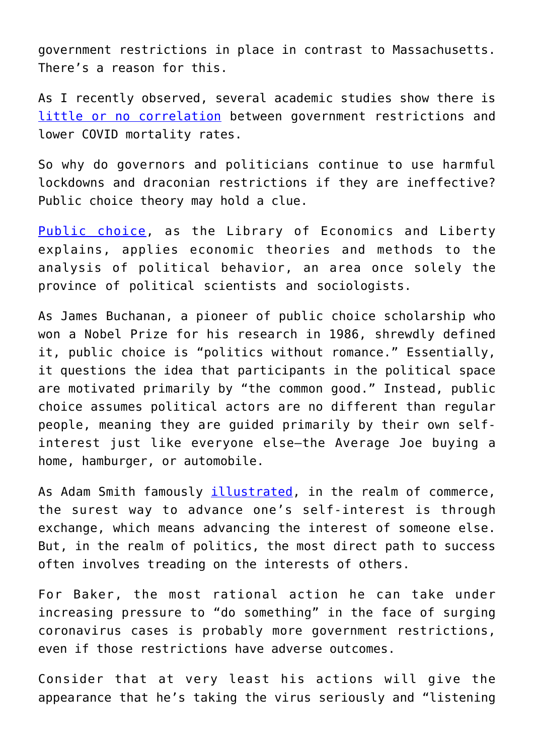government restrictions in place in contrast to Massachusetts. There's a reason for this.

As I recently observed, several academic studies show there is [little or no correlation] between government restrictions and lower COVID mortality rates.

So why do governors and politicians continue to use harmful lockdowns and draconian restrictions if they are ineffective? Public choice theory may hold a clue.

[Public choice], as the Library of Economics and Liberty explains, applies economic theories and methods to the analysis of political behavior, an area once solely the province of political scientists and sociologists.

As James Buchanan, a pioneer of public choice scholarship who won a Nobel Prize for his research in 1986, shrewdly defined it, public choice is "politics without romance." Essentially, it questions the idea that participants in the political space are motivated primarily by "the common good." Instead, public choice assumes political actors are no different than regular people, meaning they are guided primarily by their own self-interest just like everyone else—the Average Joe buying a home, hamburger, or automobile.

As Adam Smith famously [illustrated], in the realm of commerce, the surest way to advance one's self-interest is through exchange, which means advancing the interest of someone else. But, in the realm of politics, the most direct path to success often involves treading on the interests of others.

For Baker, the most rational action he can take under increasing pressure to "do something" in the face of surging coronavirus cases is probably more government restrictions, even if those restrictions have adverse outcomes.

Consider that at very least his actions will give the appearance that he's taking the virus seriously and "listening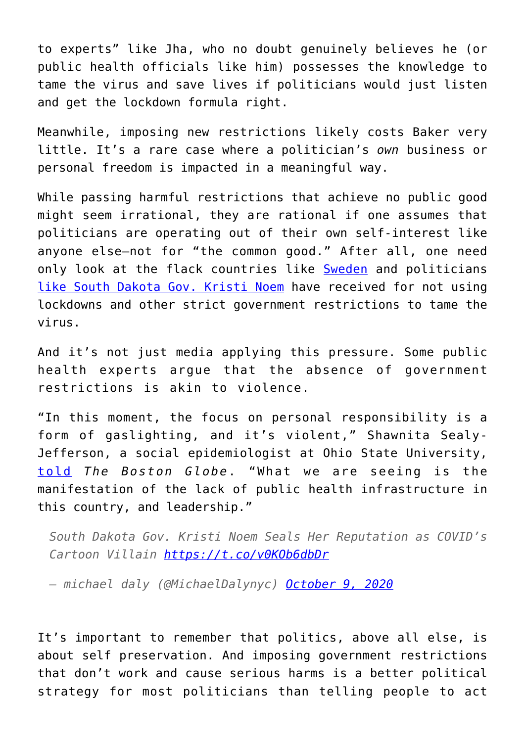to experts" like Jha, who no doubt genuinely believes he (or public health officials like him) possesses the knowledge to tame the virus and save lives if politicians would just listen and get the lockdown formula right.

Meanwhile, imposing new restrictions likely costs Baker very little. It's a rare case where a politician's *own* business or personal freedom is impacted in a meaningful way.

While passing harmful restrictions that achieve no public good might seem irrational, they are rational if one assumes that politicians are operating out of their own self-interest like anyone else—not for "the common good." After all, one need only look at the flack countries like [Sweden]() and politicians [like South Dakota Gov. Kristi Noem]() have received for not using lockdowns and other strict government restrictions to tame the virus.

And it's not just media applying this pressure. Some public health experts argue that the absence of government restrictions is akin to violence.

"In this moment, the focus on personal responsibility is a form of gaslighting, and it's violent," Shawnita Sealy-Jefferson, a social epidemiologist at Ohio State University, [told]() *The Boston Globe*. "What we are seeing is the manifestation of the lack of public health infrastructure in this country, and leadership."

> *South Dakota Gov. Kristi Noem Seals Her Reputation as COVID's Cartoon Villain [https://t.co/v0KOb6dbDr](https://t.co/v0KOb6dbDr)*
>
> *— michael daly (@MichaelDalynyc) [October 9, 2020]()*

It's important to remember that politics, above all else, is about self preservation. And imposing government restrictions that don't work and cause serious harms is a better political strategy for most politicians than telling people to act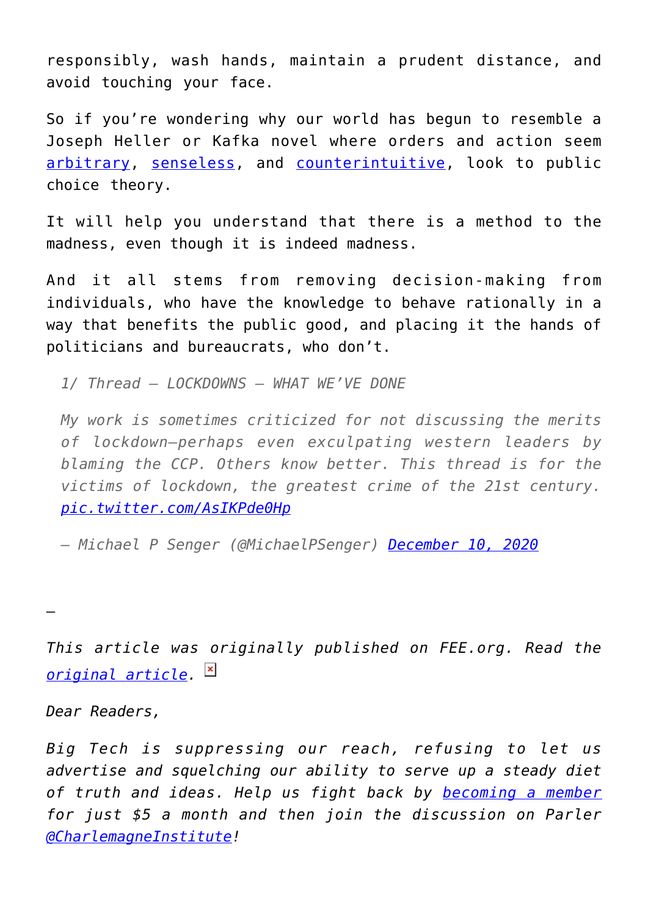responsibly, wash hands, maintain a prudent distance, and avoid touching your face.

So if you're wondering why our world has begun to resemble a Joseph Heller or Kafka novel where orders and action seem arbitrary, senseless, and counterintuitive, look to public choice theory.

It will help you understand that there is a method to the madness, even though it is indeed madness.

And it all stems from removing decision-making from individuals, who have the knowledge to behave rationally in a way that benefits the public good, and placing it the hands of politicians and bureaucrats, who don't.

> *1/ Thread — LOCKDOWNS — WHAT WE'VE DONE*
>
> *My work is sometimes criticized for not discussing the merits of lockdown—perhaps even exculpating western leaders by blaming the CCP. Others know better. This thread is for the victims of lockdown, the greatest crime of the 21st century. pic.twitter.com/AsIKPde0Hp*
>
> *— Michael P Senger (@MichaelPSenger) December 10, 2020*

—

*This article was originally published on FEE.org. Read the original article.*

*Dear Readers,*

*Big Tech is suppressing our reach, refusing to let us advertise and squelching our ability to serve up a steady diet of truth and ideas. Help us fight back by becoming a member for just $5 a month and then join the discussion on Parler @CharlemagneInstitute!*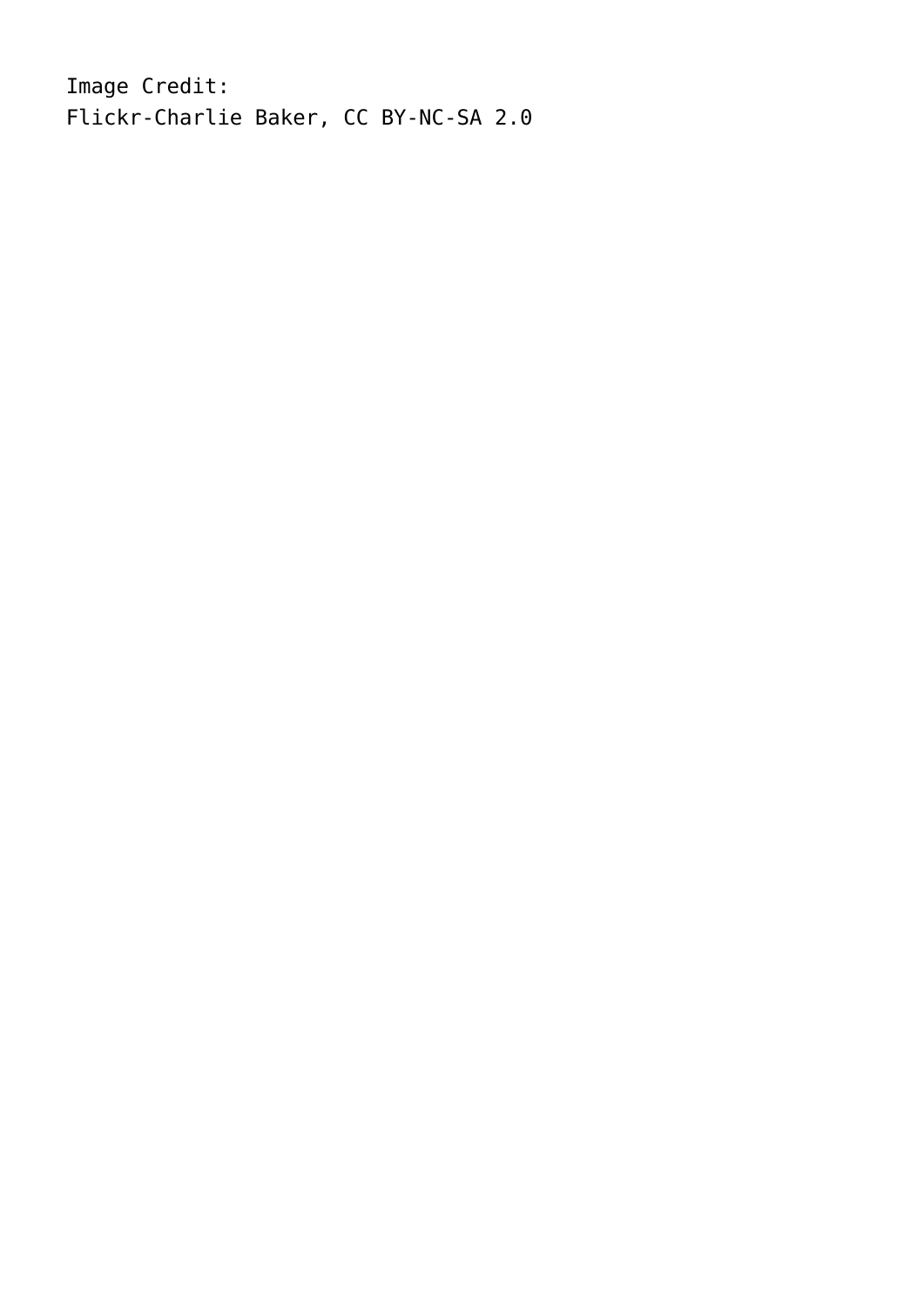Image Credit:
Flickr-Charlie Baker, CC BY-NC-SA 2.0